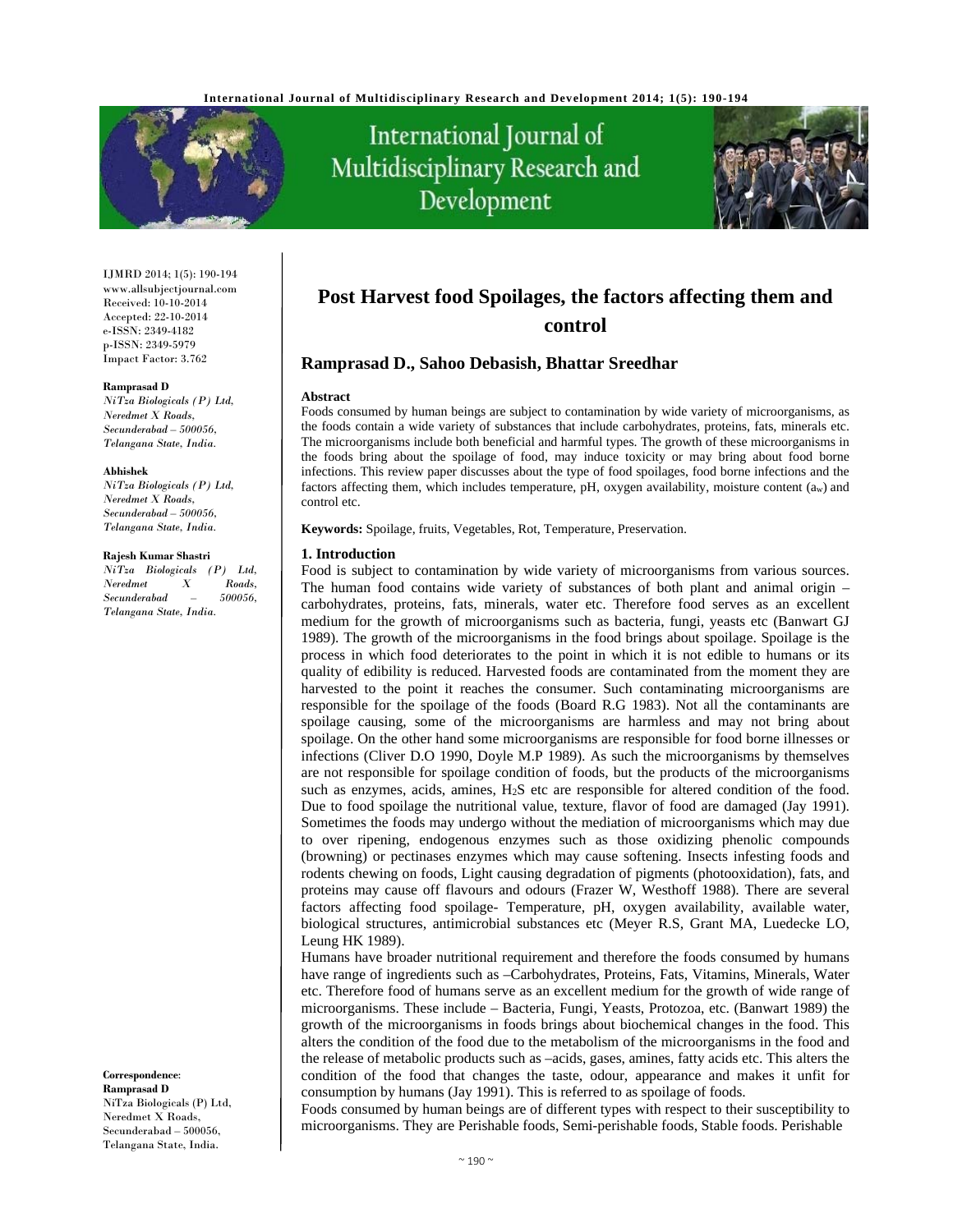# Post Harvest food Spoilages, the factors affecting them and control

**Ramprasad D., Sahoo Debasish, Bhattar Sreedhar**

IJMRD 2014; 1(5): 190-194
www.allsubjectjournal.com
Received: 10-10-2014
Accepted: 22-10-2014
e-ISSN: 2349-4182
p-ISSN: 2349-5979
Impact Factor: 3.762

**Ramprasad D**
*NiTza Biologicals (P) Ltd, Neredmet X Roads, Secunderabad – 500056, Telangana State, India.*

**Abhishek**
*NiTza Biologicals (P) Ltd, Neredmet X Roads, Secunderabad – 500056, Telangana State, India.*

**Rajesh Kumar Shastri**
*NiTza Biologicals (P) Ltd, Neredmet X Roads, Secunderabad – 500056, Telangana State, India.*

**Correspondence**:
**Ramprasad D**
NiTza Biologicals (P) Ltd, Neredmet X Roads, Secunderabad – 500056, Telangana State, India.

## Abstract

Foods consumed by human beings are subject to contamination by wide variety of microorganisms, as the foods contain a wide variety of substances that include carbohydrates, proteins, fats, minerals etc. The microorganisms include both beneficial and harmful types. The growth of these microorganisms in the foods bring about the spoilage of food, may induce toxicity or may bring about food borne infections. This review paper discusses about the type of food spoilages, food borne infections and the factors affecting them, which includes temperature, pH, oxygen availability, moisture content ($a_w$) and control etc.

**Keywords:** Spoilage, fruits, Vegetables, Rot, Temperature, Preservation.

## 1. Introduction

Food is subject to contamination by wide variety of microorganisms from various sources. The human food contains wide variety of substances of both plant and animal origin – carbohydrates, proteins, fats, minerals, water etc. Therefore food serves as an excellent medium for the growth of microorganisms such as bacteria, fungi, yeasts etc (Banwart GJ 1989). The growth of the microorganisms in the food brings about spoilage. Spoilage is the process in which food deteriorates to the point in which it is not edible to humans or its quality of edibility is reduced. Harvested foods are contaminated from the moment they are harvested to the point it reaches the consumer. Such contaminating microorganisms are responsible for the spoilage of the foods (Board R.G 1983). Not all the contaminants are spoilage causing, some of the microorganisms are harmless and may not bring about spoilage. On the other hand some microorganisms are responsible for food borne illnesses or infections (Cliver D.O 1990, Doyle M.P 1989). As such the microorganisms by themselves are not responsible for spoilage condition of foods, but the products of the microorganisms such as enzymes, acids, amines, $H_2S$ etc are responsible for altered condition of the food. Due to food spoilage the nutritional value, texture, flavor of food are damaged (Jay 1991). Sometimes the foods may undergo without the mediation of microorganisms which may due to over ripening, endogenous enzymes such as those oxidizing phenolic compounds (browning) or pectinases enzymes which may cause softening. Insects infesting foods and rodents chewing on foods, Light causing degradation of pigments (photooxidation), fats, and proteins may cause off flavours and odours (Frazer W, Westhoff 1988). There are several factors affecting food spoilage- Temperature, pH, oxygen availability, available water, biological structures, antimicrobial substances etc (Meyer R.S, Grant MA, Luedecke LO, Leung HK 1989).

Humans have broader nutritional requirement and therefore the foods consumed by humans have range of ingredients such as –Carbohydrates, Proteins, Fats, Vitamins, Minerals, Water etc. Therefore food of humans serve as an excellent medium for the growth of wide range of microorganisms. These include – Bacteria, Fungi, Yeasts, Protozoa, etc. (Banwart 1989) the growth of the microorganisms in foods brings about biochemical changes in the food. This alters the condition of the food due to the metabolism of the microorganisms in the food and the release of metabolic products such as –acids, gases, amines, fatty acids etc. This alters the condition of the food that changes the taste, odour, appearance and makes it unfit for consumption by humans (Jay 1991). This is referred to as spoilage of foods.

Foods consumed by human beings are of different types with respect to their susceptibility to microorganisms. They are Perishable foods, Semi-perishable foods, Stable foods. Perishable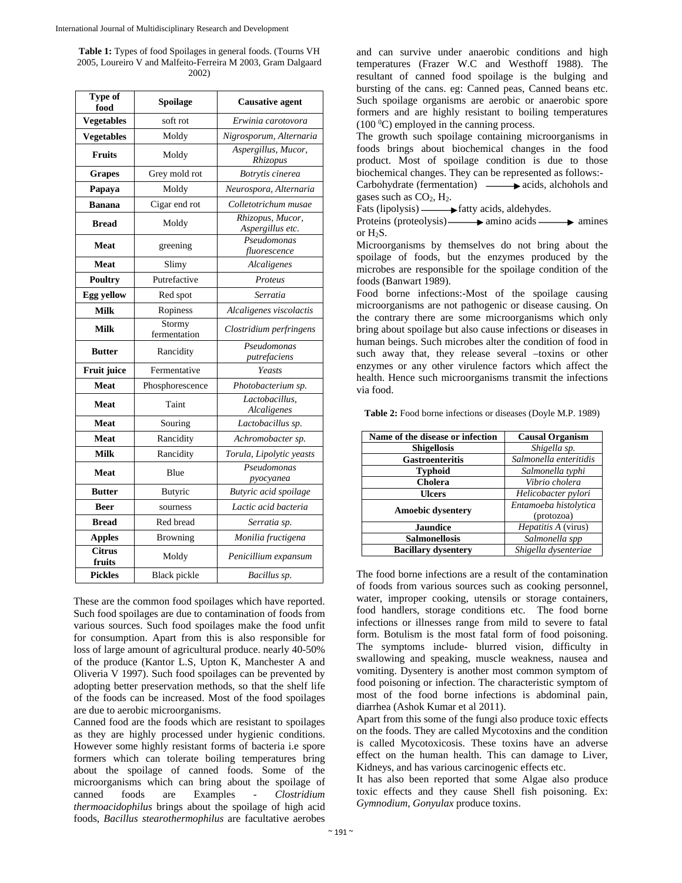**Table 1:** Types of food Spoilages in general foods. (Tourns VH 2005, Loureiro V and Malfeito-Ferreira M 2003, Gram Dalgaard 2002)

| Type of food | Spoilage | Causative agent |
|---|---|---|
| **Vegetables** | soft rot | *Erwinia carotovora* |
| **Vegetables** | Moldy | *Nigrosporum, Alternaria* |
| **Fruits** | Moldy | *Aspergillus, Mucor, Rhizopus* |
| **Grapes** | Grey mold rot | *Botrytis cinerea* |
| **Papaya** | Moldy | *Neurospora, Alternaria* |
| **Banana** | Cigar end rot | *Colletotrichum musae* |
| **Bread** | Moldy | *Rhizopus, Mucor, Aspergillus etc.* |
| **Meat** | greening | *Pseudomonas fluorescence* |
| **Meat** | Slimy | *Alcaligenes* |
| **Poultry** | Putrefactive | *Proteus* |
| **Egg yellow** | Red spot | *Serratia* |
| **Milk** | Ropiness | *Alcaligenes viscolactis* |
| **Milk** | Stormy fermentation | *Clostridium perfringens* |
| **Butter** | Rancidity | *Pseudomonas putrefaciens* |
| **Fruit juice** | Fermentative | *Yeasts* |
| **Meat** | Phosphorescence | *Photobacterium sp.* |
| **Meat** | Taint | *Lactobacillus, Alcaligenes* |
| **Meat** | Souring | *Lactobacillus sp.* |
| **Meat** | Rancidity | *Achromobacter sp.* |
| **Milk** | Rancidity | *Torula, Lipolytic yeasts* |
| **Meat** | Blue | *Pseudomonas pyocyanea* |
| **Butter** | Butyric | *Butyric acid spoilage* |
| **Beer** | sourness | *Lactic acid bacteria* |
| **Bread** | Red bread | *Serratia sp.* |
| **Apples** | Browning | *Monilia fructigena* |
| **Citrus fruits** | Moldy | *Penicillium expansum* |
| **Pickles** | Black pickle | *Bacillus sp.* |

These are the common food spoilages which have reported. Such food spoilages are due to contamination of foods from various sources. Such food spoilages make the food unfit for consumption. Apart from this is also responsible for loss of large amount of agricultural produce. nearly 40-50% of the produce (Kantor L.S, Upton K, Manchester A and Oliveria V 1997). Such food spoilages can be prevented by adopting better preservation methods, so that the shelf life of the foods can be increased. Most of the food spoilages are due to aerobic microorganisms.

Canned food are the foods which are resistant to spoilages as they are highly processed under hygienic conditions. However some highly resistant forms of bacteria i.e spore formers which can tolerate boiling temperatures bring about the spoilage of canned foods. Some of the microorganisms which can bring about the spoilage of canned foods are Examples - *Clostridium thermoacidophilus* brings about the spoilage of high acid foods, *Bacillus stearothermophilus* are facultative aerobes and can survive under anaerobic conditions and high temperatures (Frazer W.C and Westhoff 1988). The resultant of canned food spoilage is the bulging and bursting of the cans. eg: Canned peas, Canned beans etc. Such spoilage organisms are aerobic or anaerobic spore formers and are highly resistant to boiling temperatures (100 $^0$C) employed in the canning process.

The growth such spoilage containing microorganisms in foods brings about biochemical changes in the food product. Most of spoilage condition is due to those biochemical changes. They can be represented as follows:-

Carbohydrate (fermentation) $\longrightarrow$ acids, alchohols and gases such as $CO_2$, $H_2$.

Fats (lipolysis) $\longrightarrow$ fatty acids, aldehydes.

Proteins (proteolysis) $\longrightarrow$ amino acids $\longrightarrow$ amines or $H_2S$.

Microorganisms by themselves do not bring about the spoilage of foods, but the enzymes produced by the microbes are responsible for the spoilage condition of the foods (Banwart 1989).

Food borne infections:-Most of the spoilage causing microorganisms are not pathogenic or disease causing. On the contrary there are some microorganisms which only bring about spoilage but also cause infections or diseases in human beings. Such microbes alter the condition of food in such away that, they release several –toxins or other enzymes or any other virulence factors which affect the health. Hence such microorganisms transmit the infections via food.

**Table 2:** Food borne infections or diseases (Doyle M.P. 1989)

| Name of the disease or infection | Causal Organism |
|---|---|
| **Shigellosis** | *Shigella sp.* |
| **Gastroenteritis** | *Salmonella enteritidis* |
| **Typhoid** | *Salmonella typhi* |
| **Cholera** | *Vibrio cholera* |
| **Ulcers** | *Helicobacter pylori* |
| **Amoebic dysentery** | *Entamoeba histolytica* (protozoa) |
| **Jaundice** | *Hepatitis A* (virus) |
| **Salmonellosis** | *Salmonella spp* |
| **Bacillary dysentery** | *Shigella dysenteriae* |

The food borne infections are a result of the contamination of foods from various sources such as cooking personnel, water, improper cooking, utensils or storage containers, food handlers, storage conditions etc. The food borne infections or illnesses range from mild to severe to fatal form. Botulism is the most fatal form of food poisoning. The symptoms include- blurred vision, difficulty in swallowing and speaking, muscle weakness, nausea and vomiting. Dysentery is another most common symptom of food poisoning or infection. The characteristic symptom of most of the food borne infections is abdominal pain, diarrhea (Ashok Kumar et al 2011).

Apart from this some of the fungi also produce toxic effects on the foods. They are called Mycotoxins and the condition is called Mycotoxicosis. These toxins have an adverse effect on the human health. This can damage to Liver, Kidneys, and has various carcinogenic effects etc.

It has also been reported that some Algae also produce toxic effects and they cause Shell fish poisoning. Ex: *Gymnodium, Gonyulax* produce toxins.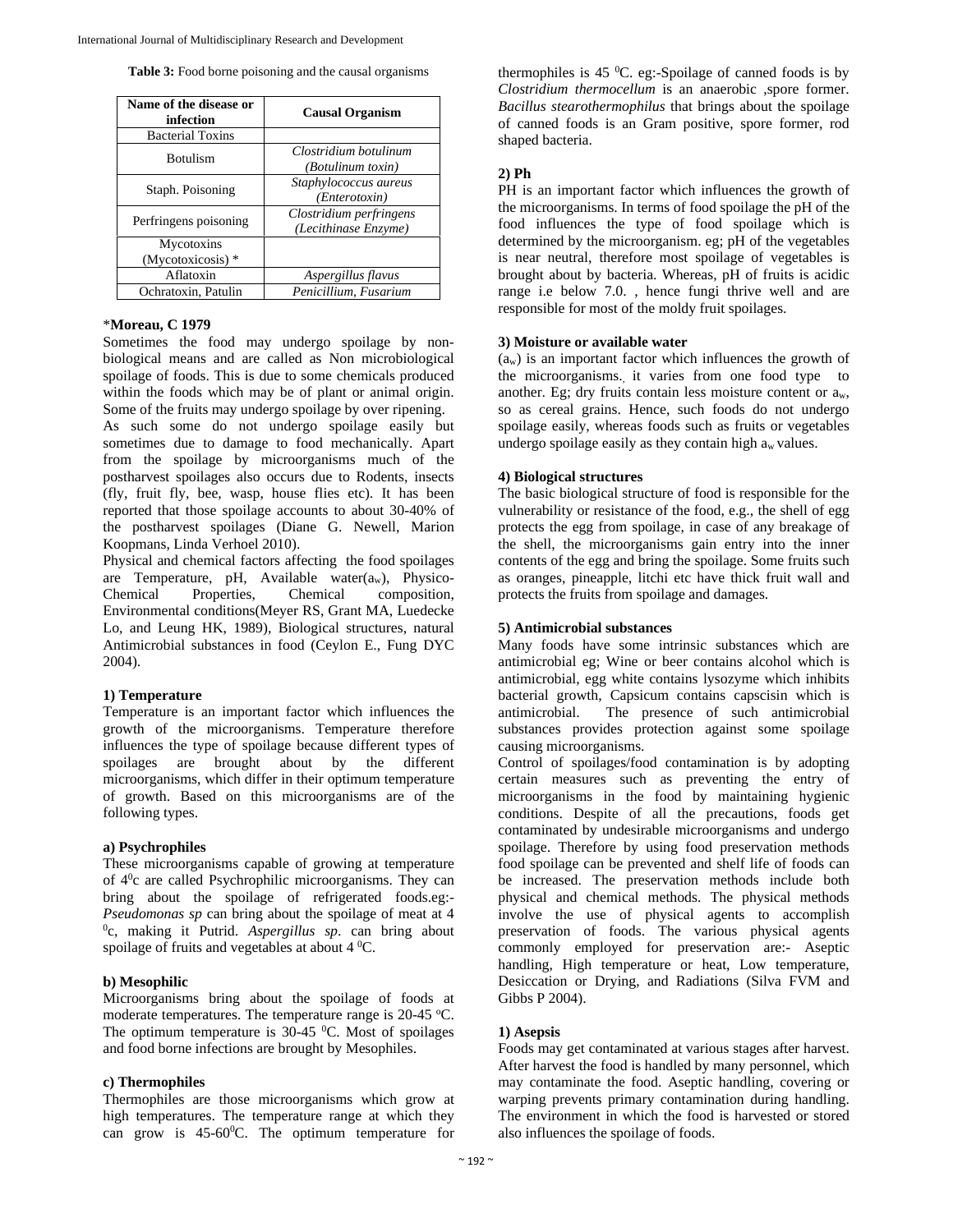**Table 3:** Food borne poisoning and the causal organisms

| Name of the disease or infection | Causal Organism |
|---|---|
| Bacterial Toxins | |
| Botulism | *Clostridium botulinum* *(Botulinum toxin)* |
| Staph. Poisoning | *Staphylococcus aureus* *(Enterotoxin)* |
| Perfringens poisoning | *Clostridium perfringens* *(Lecithinase Enzyme)* |
| Mycotoxins (Mycotoxicosis) * | |
| Aflatoxin | *Aspergillus flavus* |
| Ochratoxin, Patulin | *Penicillium, Fusarium* |

\***Moreau, C 1979**

Sometimes the food may undergo spoilage by non-biological means and are called as Non microbiological spoilage of foods. This is due to some chemicals produced within the foods which may be of plant or animal origin. Some of the fruits may undergo spoilage by over ripening. As such some do not undergo spoilage easily but sometimes due to damage to food mechanically. Apart from the spoilage by microorganisms much of the postharvest spoilages also occurs due to Rodents, insects (fly, fruit fly, bee, wasp, house flies etc). It has been reported that those spoilage accounts to about 30-40% of the postharvest spoilages (Diane G. Newell, Marion Koopmans, Linda Verhoel 2010).

Physical and chemical factors affecting the food spoilages are Temperature, pH, Available water($a_w$), Physico-Chemical Properties, Chemical composition, Environmental conditions(Meyer RS, Grant MA, Luedecke Lo, and Leung HK, 1989), Biological structures, natural Antimicrobial substances in food (Ceylon E., Fung DYC 2004).

**1) Temperature**

Temperature is an important factor which influences the growth of the microorganisms. Temperature therefore influences the type of spoilage because different types of spoilages are brought about by the different microorganisms, which differ in their optimum temperature of growth. Based on this microorganisms are of the following types.

**a) Psychrophiles**

These microorganisms capable of growing at temperature of $4^0$c are called Psychrophilic microorganisms. They can bring about the spoilage of refrigerated foods.eg:- *Pseudomonas sp* can bring about the spoilage of meat at 4 $^0$c, making it Putrid. *Aspergillus sp*. can bring about spoilage of fruits and vegetables at about 4 $^0$C.

**b) Mesophilic**

Microorganisms bring about the spoilage of foods at moderate temperatures. The temperature range is 20-45 $^o$C. The optimum temperature is 30-45 $^0$C. Most of spoilages and food borne infections are brought by Mesophiles.

**c) Thermophiles**

Thermophiles are those microorganisms which grow at high temperatures. The temperature range at which they can grow is 45-60$^0$C. The optimum temperature for thermophiles is 45 $^0$C. eg:-Spoilage of canned foods is by *Clostridium thermocellum* is an anaerobic ,spore former. *Bacillus stearothermophilus* that brings about the spoilage of canned foods is an Gram positive, spore former, rod shaped bacteria.

**2) Ph**

PH is an important factor which influences the growth of the microorganisms. In terms of food spoilage the pH of the food influences the type of food spoilage which is determined by the microorganism. eg; pH of the vegetables is near neutral, therefore most spoilage of vegetables is brought about by bacteria. Whereas, pH of fruits is acidic range i.e below 7.0. , hence fungi thrive well and are responsible for most of the moldy fruit spoilages.

**3) Moisture or available water**

($a_w$) is an important factor which influences the growth of the microorganisms., it varies from one food type to another. Eg; dry fruits contain less moisture content or $a_w$, so as cereal grains. Hence, such foods do not undergo spoilage easily, whereas foods such as fruits or vegetables undergo spoilage easily as they contain high $a_w$ values.

**4) Biological structures**

The basic biological structure of food is responsible for the vulnerability or resistance of the food, e.g., the shell of egg protects the egg from spoilage, in case of any breakage of the shell, the microorganisms gain entry into the inner contents of the egg and bring the spoilage. Some fruits such as oranges, pineapple, litchi etc have thick fruit wall and protects the fruits from spoilage and damages.

**5) Antimicrobial substances**

Many foods have some intrinsic substances which are antimicrobial eg; Wine or beer contains alcohol which is antimicrobial, egg white contains lysozyme which inhibits bacterial growth, Capsicum contains capscisin which is antimicrobial. The presence of such antimicrobial substances provides protection against some spoilage causing microorganisms.

Control of spoilages/food contamination is by adopting certain measures such as preventing the entry of microorganisms in the food by maintaining hygienic conditions. Despite of all the precautions, foods get contaminated by undesirable microorganisms and undergo spoilage. Therefore by using food preservation methods food spoilage can be prevented and shelf life of foods can be increased. The preservation methods include both physical and chemical methods. The physical methods involve the use of physical agents to accomplish preservation of foods. The various physical agents commonly employed for preservation are:- Aseptic handling, High temperature or heat, Low temperature, Desiccation or Drying, and Radiations (Silva FVM and Gibbs P 2004).

**1) Asepsis**

Foods may get contaminated at various stages after harvest. After harvest the food is handled by many personnel, which may contaminate the food. Aseptic handling, covering or warping prevents primary contamination during handling. The environment in which the food is harvested or stored also influences the spoilage of foods.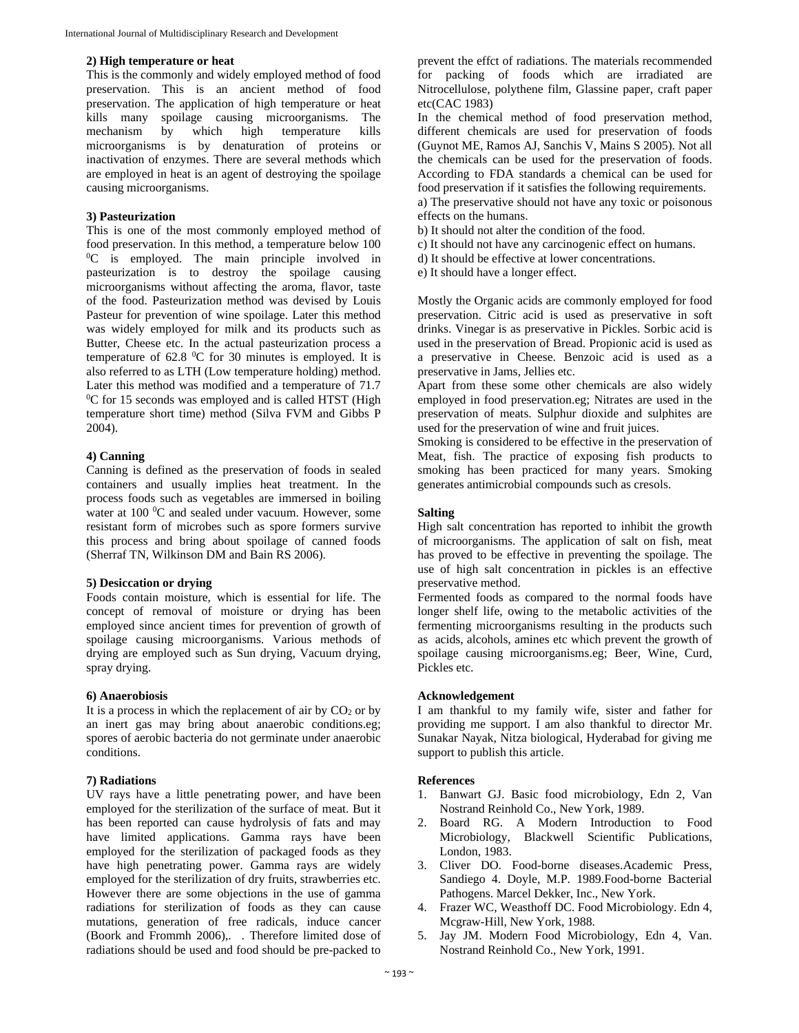### 2) High temperature or heat

This is the commonly and widely employed method of food preservation. This is an ancient method of food preservation. The application of high temperature or heat kills many spoilage causing microorganisms. The mechanism by which high temperature kills microorganisms is by denaturation of proteins or inactivation of enzymes. There are several methods which are employed in heat is an agent of destroying the spoilage causing microorganisms.

### 3) Pasteurization

This is one of the most commonly employed method of food preservation. In this method, a temperature below 100 $^0$C is employed. The main principle involved in pasteurization is to destroy the spoilage causing microorganisms without affecting the aroma, flavor, taste of the food. Pasteurization method was devised by Louis Pasteur for prevention of wine spoilage. Later this method was widely employed for milk and its products such as Butter, Cheese etc. In the actual pasteurization process a temperature of 62.8 $^0$C for 30 minutes is employed. It is also referred to as LTH (Low temperature holding) method. Later this method was modified and a temperature of 71.7 $^0$C for 15 seconds was employed and is called HTST (High temperature short time) method (Silva FVM and Gibbs P 2004).

### 4) Canning

Canning is defined as the preservation of foods in sealed containers and usually implies heat treatment. In the process foods such as vegetables are immersed in boiling water at 100 $^0$C and sealed under vacuum. However, some resistant form of microbes such as spore formers survive this process and bring about spoilage of canned foods (Sherraf TN, Wilkinson DM and Bain RS 2006).

### 5) Desiccation or drying

Foods contain moisture, which is essential for life. The concept of removal of moisture or drying has been employed since ancient times for prevention of growth of spoilage causing microorganisms. Various methods of drying are employed such as Sun drying, Vacuum drying, spray drying.

### 6) Anaerobiosis

It is a process in which the replacement of air by $CO_2$ or by an inert gas may bring about anaerobic conditions.eg; spores of aerobic bacteria do not germinate under anaerobic conditions.

### 7) Radiations

UV rays have a little penetrating power, and have been employed for the sterilization of the surface of meat. But it has been reported can cause hydrolysis of fats and may have limited applications. Gamma rays have been employed for the sterilization of packaged foods as they have high penetrating power. Gamma rays are widely employed for the sterilization of dry fruits, strawberries etc. However there are some objections in the use of gamma radiations for sterilization of foods as they can cause mutations, generation of free radicals, induce cancer (Boork and Frommh 2006),. . Therefore limited dose of radiations should be used and food should be pre-packed to prevent the effct of radiations. The materials recommended for packing of foods which are irradiated are Nitrocellulose, polythene film, Glassine paper, craft paper etc(CAC 1983)

In the chemical method of food preservation method, different chemicals are used for preservation of foods (Guynot ME, Ramos AJ, Sanchis V, Mains S 2005). Not all the chemicals can be used for the preservation of foods. According to FDA standards a chemical can be used for food preservation if it satisfies the following requirements.

a) The preservative should not have any toxic or poisonous effects on the humans.
b) It should not alter the condition of the food.
c) It should not have any carcinogenic effect on humans.
d) It should be effective at lower concentrations.
e) It should have a longer effect.

Mostly the Organic acids are commonly employed for food preservation. Citric acid is used as preservative in soft drinks. Vinegar is as preservative in Pickles. Sorbic acid is used in the preservation of Bread. Propionic acid is used as a preservative in Cheese. Benzoic acid is used as a preservative in Jams, Jellies etc.

Apart from these some other chemicals are also widely employed in food preservation.eg; Nitrates are used in the preservation of meats. Sulphur dioxide and sulphites are used for the preservation of wine and fruit juices.

Smoking is considered to be effective in the preservation of Meat, fish. The practice of exposing fish products to smoking has been practiced for many years. Smoking generates antimicrobial compounds such as cresols.

### Salting

High salt concentration has reported to inhibit the growth of microorganisms. The application of salt on fish, meat has proved to be effective in preventing the spoilage. The use of high salt concentration in pickles is an effective preservative method.

Fermented foods as compared to the normal foods have longer shelf life, owing to the metabolic activities of the fermenting microorganisms resulting in the products such as acids, alcohols, amines etc which prevent the growth of spoilage causing microorganisms.eg; Beer, Wine, Curd, Pickles etc.

### Acknowledgement

I am thankful to my family wife, sister and father for providing me support. I am also thankful to director Mr. Sunakar Nayak, Nitza biological, Hyderabad for giving me support to publish this article.

### References

1. Banwart GJ. Basic food microbiology, Edn 2, Van Nostrand Reinhold Co., New York, 1989.
2. Board RG. A Modern Introduction to Food Microbiology, Blackwell Scientific Publications, London, 1983.
3. Cliver DO. Food-borne diseases.Academic Press, Sandiego 4. Doyle, M.P. 1989.Food-borne Bacterial Pathogens. Marcel Dekker, Inc., New York.
4. Frazer WC, Weasthoff DC. Food Microbiology. Edn 4, Mcgraw-Hill, New York, 1988.
5. Jay JM. Modern Food Microbiology, Edn 4, Van. Nostrand Reinhold Co., New York, 1991.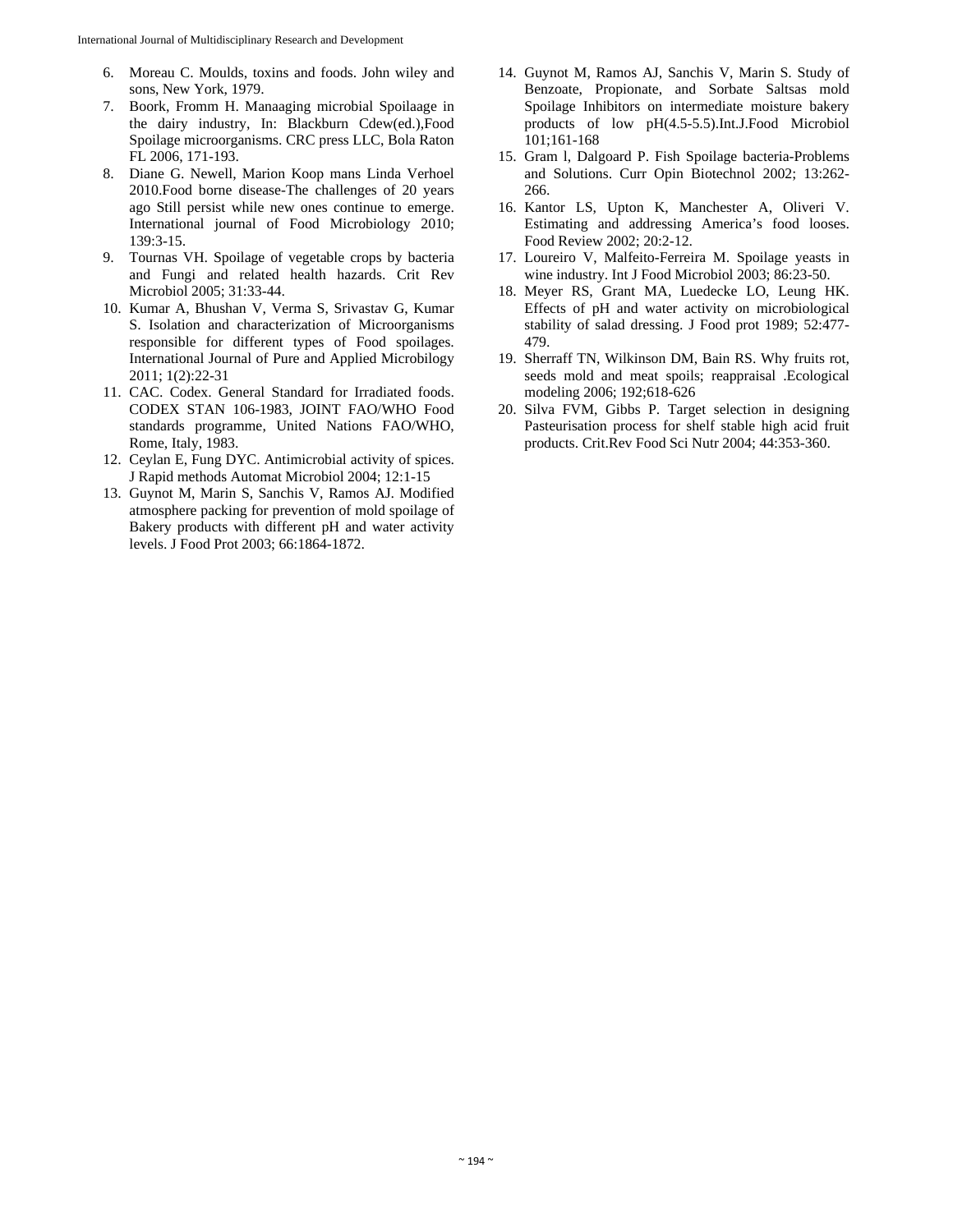6. Moreau C. Moulds, toxins and foods. John wiley and sons, New York, 1979.
7. Boork, Fromm H. Manaaging microbial Spoilaage in the dairy industry, In: Blackburn Cdew(ed.),Food Spoilage microorganisms. CRC press LLC, Bola Raton FL 2006, 171-193.
8. Diane G. Newell, Marion Koop mans Linda Verhoel 2010.Food borne disease-The challenges of 20 years ago Still persist while new ones continue to emerge. International journal of Food Microbiology 2010; 139:3-15.
9. Tournas VH. Spoilage of vegetable crops by bacteria and Fungi and related health hazards. Crit Rev Microbiol 2005; 31:33-44.
10. Kumar A, Bhushan V, Verma S, Srivastav G, Kumar S. Isolation and characterization of Microorganisms responsible for different types of Food spoilages. International Journal of Pure and Applied Microbilogy 2011; 1(2):22-31
11. CAC. Codex. General Standard for Irradiated foods. CODEX STAN 106-1983, JOINT FAO/WHO Food standards programme, United Nations FAO/WHO, Rome, Italy, 1983.
12. Ceylan E, Fung DYC. Antimicrobial activity of spices. J Rapid methods Automat Microbiol 2004; 12:1-15
13. Guynot M, Marin S, Sanchis V, Ramos AJ. Modified atmosphere packing for prevention of mold spoilage of Bakery products with different pH and water activity levels. J Food Prot 2003; 66:1864-1872.
14. Guynot M, Ramos AJ, Sanchis V, Marin S. Study of Benzoate, Propionate, and Sorbate Saltsas mold Spoilage Inhibitors on intermediate moisture bakery products of low pH(4.5-5.5).Int.J.Food Microbiol 101;161-168
15. Gram l, Dalgoard P. Fish Spoilage bacteria-Problems and Solutions. Curr Opin Biotechnol 2002; 13:262-266.
16. Kantor LS, Upton K, Manchester A, Oliveri V. Estimating and addressing America's food looses. Food Review 2002; 20:2-12.
17. Loureiro V, Malfeito-Ferreira M. Spoilage yeasts in wine industry. Int J Food Microbiol 2003; 86:23-50.
18. Meyer RS, Grant MA, Luedecke LO, Leung HK. Effects of pH and water activity on microbiological stability of salad dressing. J Food prot 1989; 52:477-479.
19. Sherraff TN, Wilkinson DM, Bain RS. Why fruits rot, seeds mold and meat spoils; reappraisal .Ecological modeling 2006; 192;618-626
20. Silva FVM, Gibbs P. Target selection in designing Pasteurisation process for shelf stable high acid fruit products. Crit.Rev Food Sci Nutr 2004; 44:353-360.